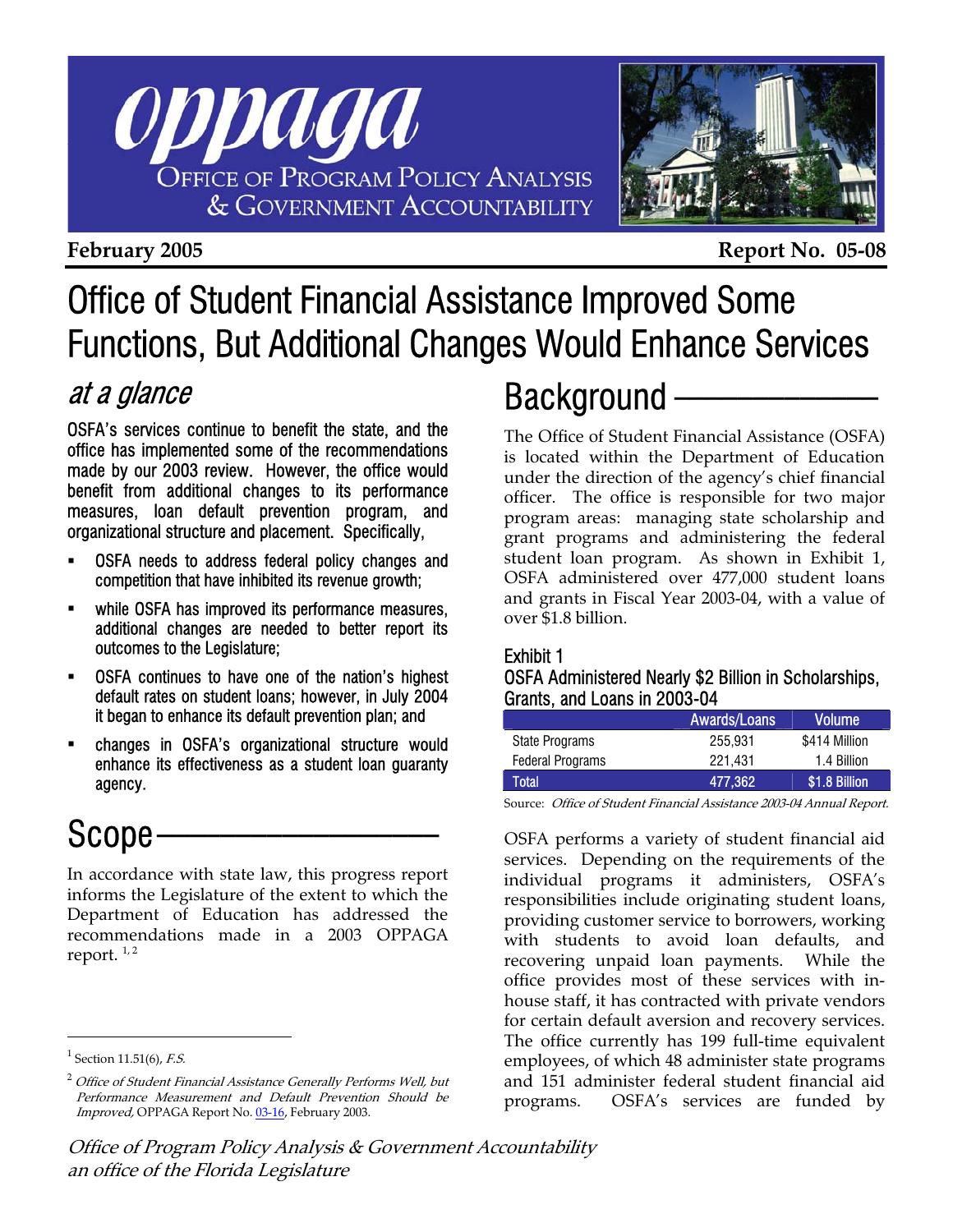oppaga

OFFICE OF PROGRAM POLICY ANALYSIS & GOVERNMENT ACCOUNTABILITY

**February 2005** **Report No. 05-08**

# Office of Student Financial Assistance Improved Some Functions, But Additional Changes Would Enhance Services

## *at a glance*

OSFA's services continue to benefit the state, and the office has implemented some of the recommendations made by our 2003 review. However, the office would benefit from additional changes to its performance measures, loan default prevention program, and organizational structure and placement. Specifically,

- OSFA needs to address federal policy changes and competition that have inhibited its revenue growth;
- while OSFA has improved its performance measures, additional changes are needed to better report its outcomes to the Legislature;
- OSFA continues to have one of the nation's highest default rates on student loans; however, in July 2004 it began to enhance its default prevention plan; and
- changes in OSFA's organizational structure would enhance its effectiveness as a student loan guaranty agency.

## Scope

In accordance with state law, this progress report informs the Legislature of the extent to which the Department of Education has addressed the recommendations made in a 2003 OPPAGA report. [1, 2]

[1] Section 11.51(6), *F.S.*

[2] *Office of Student Financial Assistance Generally Performs Well, but Performance Measurement and Default Prevention Should be Improved,* OPPAGA Report No. 03-16, February 2003.

## Background

The Office of Student Financial Assistance (OSFA) is located within the Department of Education under the direction of the agency's chief financial officer. The office is responsible for two major program areas: managing state scholarship and grant programs and administering the federal student loan program. As shown in Exhibit 1, OSFA administered over 477,000 student loans and grants in Fiscal Year 2003-04, with a value of over $1.8 billion.

Exhibit 1
OSFA Administered Nearly $2 Billion in Scholarships, Grants, and Loans in 2003-04

| | Awards/Loans | Volume |
|---|---|---|
| State Programs | 255,931 | $414 Million |
| Federal Programs | 221,431 | 1.4 Billion |
| Total | 477,362 | $1.8 Billion |

Source: *Office of Student Financial Assistance 2003-04 Annual Report.*

OSFA performs a variety of student financial aid services. Depending on the requirements of the individual programs it administers, OSFA's responsibilities include originating student loans, providing customer service to borrowers, working with students to avoid loan defaults, and recovering unpaid loan payments. While the office provides most of these services with in-house staff, it has contracted with private vendors for certain default aversion and recovery services. The office currently has 199 full-time equivalent employees, of which 48 administer state programs and 151 administer federal student financial aid programs. OSFA's services are funded by

*Office of Program Policy Analysis & Government Accountability*
*an office of the Florida Legislature*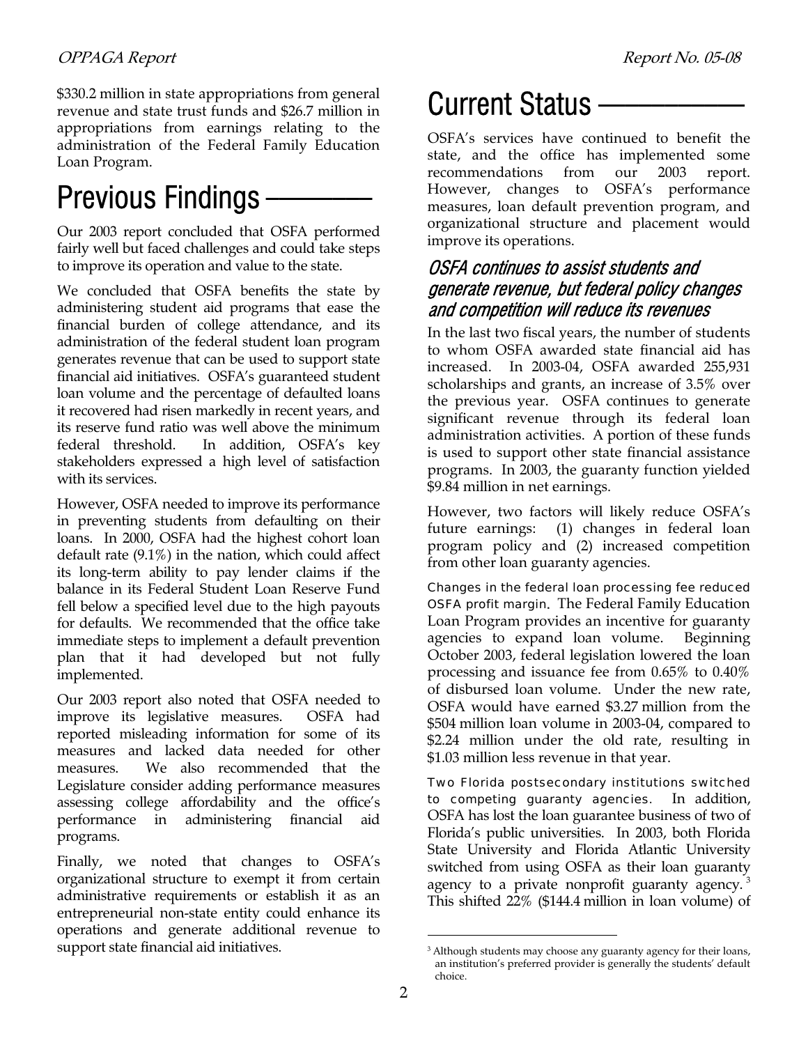$330.2 million in state appropriations from general revenue and state trust funds and $26.7 million in appropriations from earnings relating to the administration of the Federal Family Education Loan Program.

# Previous Findings

Our 2003 report concluded that OSFA performed fairly well but faced challenges and could take steps to improve its operation and value to the state.

We concluded that OSFA benefits the state by administering student aid programs that ease the financial burden of college attendance, and its administration of the federal student loan program generates revenue that can be used to support state financial aid initiatives. OSFA's guaranteed student loan volume and the percentage of defaulted loans it recovered had risen markedly in recent years, and its reserve fund ratio was well above the minimum federal threshold. In addition, OSFA's key stakeholders expressed a high level of satisfaction with its services.

However, OSFA needed to improve its performance in preventing students from defaulting on their loans. In 2000, OSFA had the highest cohort loan default rate (9.1%) in the nation, which could affect its long-term ability to pay lender claims if the balance in its Federal Student Loan Reserve Fund fell below a specified level due to the high payouts for defaults. We recommended that the office take immediate steps to implement a default prevention plan that it had developed but not fully implemented.

Our 2003 report also noted that OSFA needed to improve its legislative measures. OSFA had reported misleading information for some of its measures and lacked data needed for other measures. We also recommended that the Legislature consider adding performance measures assessing college affordability and the office's performance in administering financial aid programs.

Finally, we noted that changes to OSFA's organizational structure to exempt it from certain administrative requirements or establish it as an entrepreneurial non-state entity could enhance its operations and generate additional revenue to support state financial aid initiatives.

# Current Status

OSFA's services have continued to benefit the state, and the office has implemented some recommendations from our 2003 report. However, changes to OSFA's performance measures, loan default prevention program, and organizational structure and placement would improve its operations.

## *OSFA continues to assist students and generate revenue, but federal policy changes and competition will reduce its revenues*

In the last two fiscal years, the number of students to whom OSFA awarded state financial aid has increased. In 2003-04, OSFA awarded 255,931 scholarships and grants, an increase of 3.5% over the previous year. OSFA continues to generate significant revenue through its federal loan administration activities. A portion of these funds is used to support other state financial assistance programs. In 2003, the guaranty function yielded $9.84 million in net earnings.

However, two factors will likely reduce OSFA's future earnings: (1) changes in federal loan program policy and (2) increased competition from other loan guaranty agencies.

Changes in the federal loan processing fee reduced OSFA profit margin. The Federal Family Education Loan Program provides an incentive for guaranty agencies to expand loan volume. Beginning October 2003, federal legislation lowered the loan processing and issuance fee from 0.65% to 0.40% of disbursed loan volume. Under the new rate, OSFA would have earned $3.27 million from the $504 million loan volume in 2003-04, compared to $2.24 million under the old rate, resulting in $1.03 million less revenue in that year.

Two Florida postsecondary institutions switched to competing guaranty agencies. In addition, OSFA has lost the loan guarantee business of two of Florida's public universities. In 2003, both Florida State University and Florida Atlantic University switched from using OSFA as their loan guaranty agency to a private nonprofit guaranty agency.[3] This shifted 22% ($144.4 million in loan volume) of

[3] Although students may choose any guaranty agency for their loans, an institution's preferred provider is generally the students' default choice.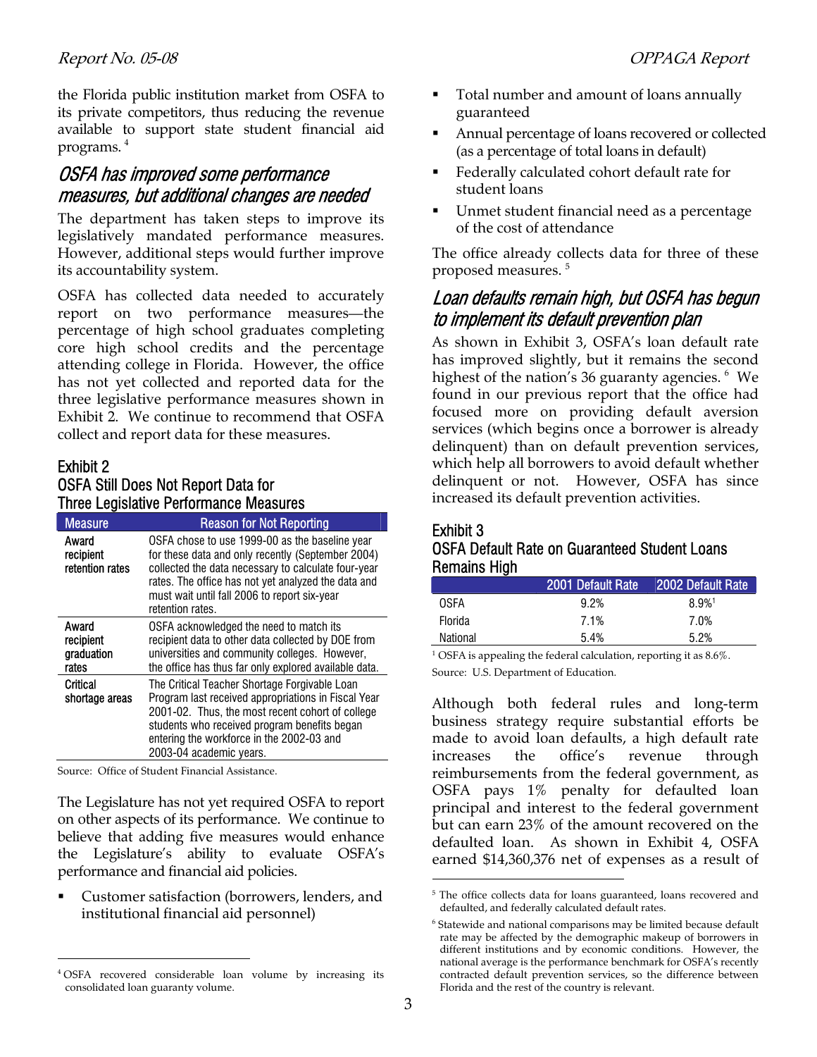the Florida public institution market from OSFA to its private competitors, thus reducing the revenue available to support state student financial aid programs. [4]

## OSFA has improved some performance measures, but additional changes are needed

The department has taken steps to improve its legislatively mandated performance measures. However, additional steps would further improve its accountability system.

OSFA has collected data needed to accurately report on two performance measures—the percentage of high school graduates completing core high school credits and the percentage attending college in Florida. However, the office has not yet collected and reported data for the three legislative performance measures shown in Exhibit 2. We continue to recommend that OSFA collect and report data for these measures.

### Exhibit 2
### OSFA Still Does Not Report Data for Three Legislative Performance Measures

| Measure | Reason for Not Reporting |
|---|---|
| Award recipient retention rates | OSFA chose to use 1999-00 as the baseline year for these data and only recently (September 2004) collected the data necessary to calculate four-year rates. The office has not yet analyzed the data and must wait until fall 2006 to report six-year retention rates. |
| Award recipient graduation rates | OSFA acknowledged the need to match its recipient data to other data collected by DOE from universities and community colleges. However, the office has thus far only explored available data. |
| Critical shortage areas | The Critical Teacher Shortage Forgivable Loan Program last received appropriations in Fiscal Year 2001-02. Thus, the most recent cohort of college students who received program benefits began entering the workforce in the 2002-03 and 2003-04 academic years. |

Source: Office of Student Financial Assistance.

The Legislature has not yet required OSFA to report on other aspects of its performance. We continue to believe that adding five measures would enhance the Legislature's ability to evaluate OSFA's performance and financial aid policies.

- Customer satisfaction (borrowers, lenders, and institutional financial aid personnel)
- Total number and amount of loans annually guaranteed
- Annual percentage of loans recovered or collected (as a percentage of total loans in default)
- Federally calculated cohort default rate for student loans
- Unmet student financial need as a percentage of the cost of attendance

The office already collects data for three of these proposed measures. [5]

## Loan defaults remain high, but OSFA has begun to implement its default prevention plan

As shown in Exhibit 3, OSFA's loan default rate has improved slightly, but it remains the second highest of the nation's 36 guaranty agencies. [6] We found in our previous report that the office had focused more on providing default aversion services (which begins once a borrower is already delinquent) than on default prevention services, which help all borrowers to avoid default whether delinquent or not. However, OSFA has since increased its default prevention activities.

### Exhibit 3
### OSFA Default Rate on Guaranteed Student Loans Remains High

| | 2001 Default Rate | 2002 Default Rate |
|---|---|---|
| OSFA | 9.2% | 8.9%[1] |
| Florida | 7.1% | 7.0% |
| National | 5.4% | 5.2% |

[1] OSFA is appealing the federal calculation, reporting it as 8.6%.

Source: U.S. Department of Education.

Although both federal rules and long-term business strategy require substantial efforts be made to avoid loan defaults, a high default rate increases the office's revenue through reimbursements from the federal government, as OSFA pays 1% penalty for defaulted loan principal and interest to the federal government but can earn 23% of the amount recovered on the defaulted loan. As shown in Exhibit 4, OSFA earned $14,360,376 net of expenses as a result of

---

[4] OSFA recovered considerable loan volume by increasing its consolidated loan guaranty volume.

[5] The office collects data for loans guaranteed, loans recovered and defaulted, and federally calculated default rates.

[6] Statewide and national comparisons may be limited because default rate may be affected by the demographic makeup of borrowers in different institutions and by economic conditions. However, the national average is the performance benchmark for OSFA's recently contracted default prevention services, so the difference between Florida and the rest of the country is relevant.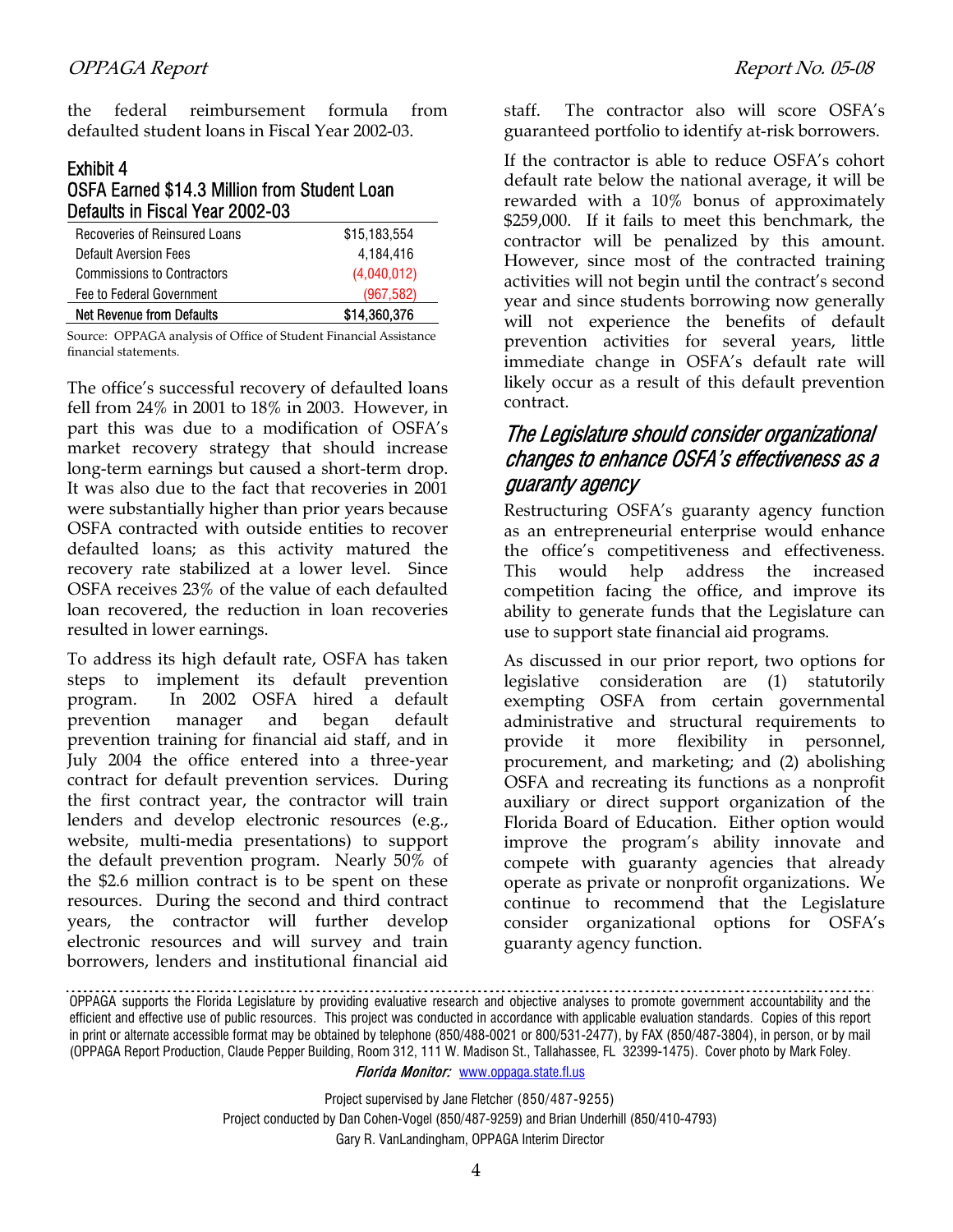the federal reimbursement formula from defaulted student loans in Fiscal Year 2002-03.

### Exhibit 4
### OSFA Earned $14.3 Million from Student Loan Defaults in Fiscal Year 2002-03

| | |
|---|---|
| Recoveries of Reinsured Loans | $15,183,554 |
| Default Aversion Fees | 4,184,416 |
| Commissions to Contractors | (4,040,012) |
| Fee to Federal Government | (967,582) |
| **Net Revenue from Defaults** | **$14,360,376** |

Source: OPPAGA analysis of Office of Student Financial Assistance financial statements.

The office's successful recovery of defaulted loans fell from 24% in 2001 to 18% in 2003. However, in part this was due to a modification of OSFA's market recovery strategy that should increase long-term earnings but caused a short-term drop. It was also due to the fact that recoveries in 2001 were substantially higher than prior years because OSFA contracted with outside entities to recover defaulted loans; as this activity matured the recovery rate stabilized at a lower level. Since OSFA receives 23% of the value of each defaulted loan recovered, the reduction in loan recoveries resulted in lower earnings.

To address its high default rate, OSFA has taken steps to implement its default prevention program. In 2002 OSFA hired a default prevention manager and began default prevention training for financial aid staff, and in July 2004 the office entered into a three-year contract for default prevention services. During the first contract year, the contractor will train lenders and develop electronic resources (e.g., website, multi-media presentations) to support the default prevention program. Nearly 50% of the $2.6 million contract is to be spent on these resources. During the second and third contract years, the contractor will further develop electronic resources and will survey and train borrowers, lenders and institutional financial aid staff. The contractor also will score OSFA's guaranteed portfolio to identify at-risk borrowers.

If the contractor is able to reduce OSFA's cohort default rate below the national average, it will be rewarded with a 10% bonus of approximately $259,000. If it fails to meet this benchmark, the contractor will be penalized by this amount. However, since most of the contracted training activities will not begin until the contract's second year and since students borrowing now generally will not experience the benefits of default prevention activities for several years, little immediate change in OSFA's default rate will likely occur as a result of this default prevention contract.

## *The Legislature should consider organizational changes to enhance OSFA's effectiveness as a guaranty agency*

Restructuring OSFA's guaranty agency function as an entrepreneurial enterprise would enhance the office's competitiveness and effectiveness. This would help address the increased competition facing the office, and improve its ability to generate funds that the Legislature can use to support state financial aid programs.

As discussed in our prior report, two options for legislative consideration are (1) statutorily exempting OSFA from certain governmental administrative and structural requirements to provide it more flexibility in personnel, procurement, and marketing; and (2) abolishing OSFA and recreating its functions as a nonprofit auxiliary or direct support organization of the Florida Board of Education. Either option would improve the program's ability innovate and compete with guaranty agencies that already operate as private or nonprofit organizations. We continue to recommend that the Legislature consider organizational options for OSFA's guaranty agency function.

---

OPPAGA supports the Florida Legislature by providing evaluative research and objective analyses to promote government accountability and the efficient and effective use of public resources. This project was conducted in accordance with applicable evaluation standards. Copies of this report in print or alternate accessible format may be obtained by telephone (850/488-0021 or 800/531-2477), by FAX (850/487-3804), in person, or by mail (OPPAGA Report Production, Claude Pepper Building, Room 312, 111 W. Madison St., Tallahassee, FL 32399-1475). Cover photo by Mark Foley.

*Florida Monitor:* www.oppaga.state.fl.us

Project supervised by Jane Fletcher (850/487-9255)

Project conducted by Dan Cohen-Vogel (850/487-9259) and Brian Underhill (850/410-4793)

Gary R. VanLandingham, OPPAGA Interim Director